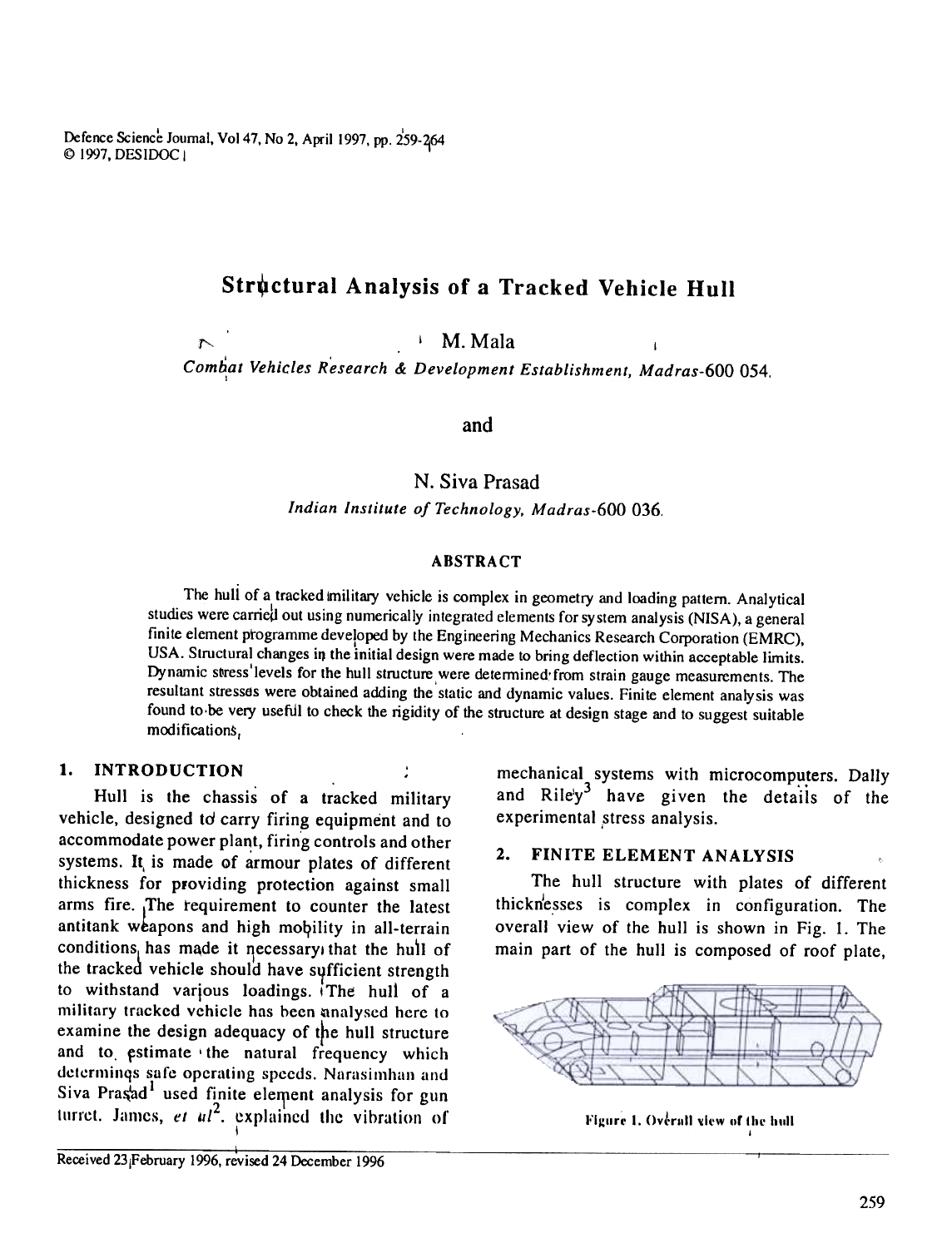# Structural Analysis of a Tracked Vehicle Hull

M. Mala

*Combat Vehicles Research & Development Establishment, Madras-600 054.*

and

N. Siva Prasad

*Indian Institute of Technology, Madras-600 036.*

## ABSTRACT

The hull of a tracked military vehicle is complex in geometry and loading pattern. Analytical studies were carried out using numerically integrated elements for system analysis (NISA), a general finite element programme developed by the Engineering Mechanics Research Corporation (EMRC), USA. Structural changes in the initial design were made to bring deflection within acceptable limits. Dynamic stress levels for the hull structure were determined from strain gauge measurements. The resultant stresses were obtained adding the static and dynamic values. Finite element analysis was found to be very useful to check the rigidity of the structure at design stage and to suggest suitable modifications.

## 1. INTRODUCTION

Hull is the chassis of a tracked military vehicle, designed to carry firing equipment and to accommodate power plant, firing controls and other systems. It is made of armour plates of different thickness for providing protection against small arms fire. The requirement to counter the latest antitank weapons and high mobility in all-terrain conditions has made it necessary that the hull of the tracked vehicle should have sufficient strength to withstand various loadings. The hull of a military tracked vehicle has been analysed here to examine the design adequacy of the hull structure and to estimate the natural frequency which determines safe operating speeds. Narasimhan and Siva Prasad[1] used finite element analysis for gun turret. James, *et al*[2]. explained the vibration of mechanical systems with microcomputers. Dally and Riley[3] have given the details of the experimental stress analysis.

## 2. FINITE ELEMENT ANALYSIS

The hull structure with plates of different thicknesses is complex in configuration. The overall view of the hull is shown in Fig. 1. The main part of the hull is composed of roof plate,

Figure 1. Overall view of the hull

Received 23 February 1996, revised 24 December 1996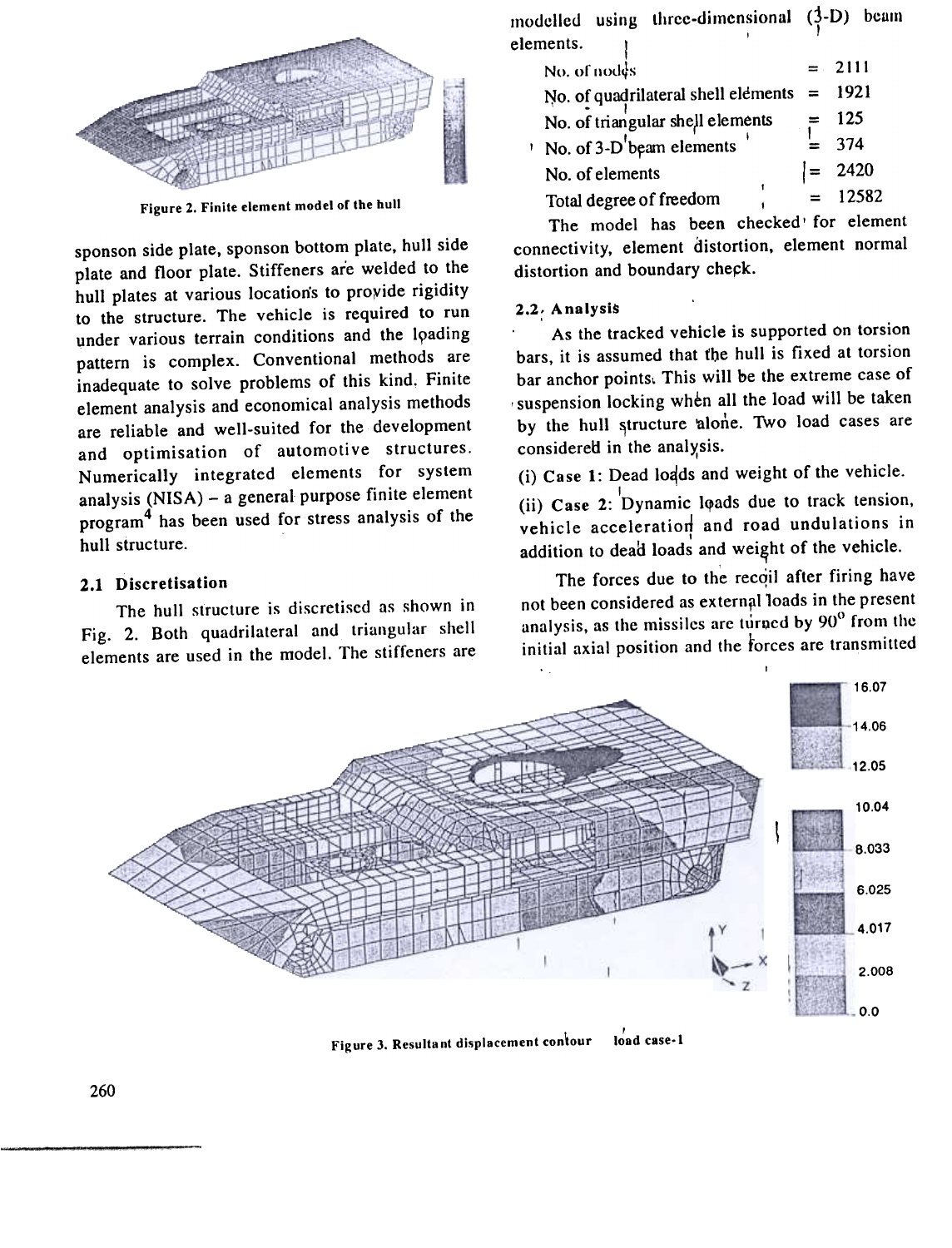Figure 2. Finite element model of the hull

sponson side plate, sponson bottom plate, hull side plate and floor plate. Stiffeners are welded to the hull plates at various locations to provide rigidity to the structure. The vehicle is required to run under various terrain conditions and the loading pattern is complex. Conventional methods are inadequate to solve problems of this kind. Finite element analysis and economical analysis methods are reliable and well-suited for the development and optimisation of automotive structures. Numerically integrated elements for system analysis (NISA) – a general purpose finite element program[4] has been used for stress analysis of the hull structure.

## 2.1 Discretisation

The hull structure is discretised as shown in Fig. 2. Both quadrilateral and triangular shell elements are used in the model. The stiffeners are modelled using three-dimensional (3-D) beam elements.

| | | |
|---|---|---|
| No. of nodes | = | 2111 |
| No. of quadrilateral shell elements | = | 1921 |
| No. of triangular shell elements | = | 125 |
| No. of 3-D beam elements | = | 374 |
| No. of elements | = | 2420 |
| Total degree of freedom | = | 12582 |

The model has been checked for element connectivity, element distortion, element normal distortion and boundary check.

## 2.2 Analysis

As the tracked vehicle is supported on torsion bars, it is assumed that the hull is fixed at torsion bar anchor points. This will be the extreme case of suspension locking when all the load will be taken by the hull structure alone. Two load cases are considered in the analysis.

(i) **Case 1**: Dead loads and weight of the vehicle.

(ii) **Case 2**: Dynamic loads due to track tension, vehicle acceleration and road undulations in addition to dead loads and weight of the vehicle.

The forces due to the recoil after firing have not been considered as external loads in the present analysis, as the missiles are turned by 90° from the initial axial position and the forces are transmitted

16.07
14.06
12.05
10.04
8.033
6.025
4.017
2.008
0.0

Figure 3. Resultant displacement contour load case-1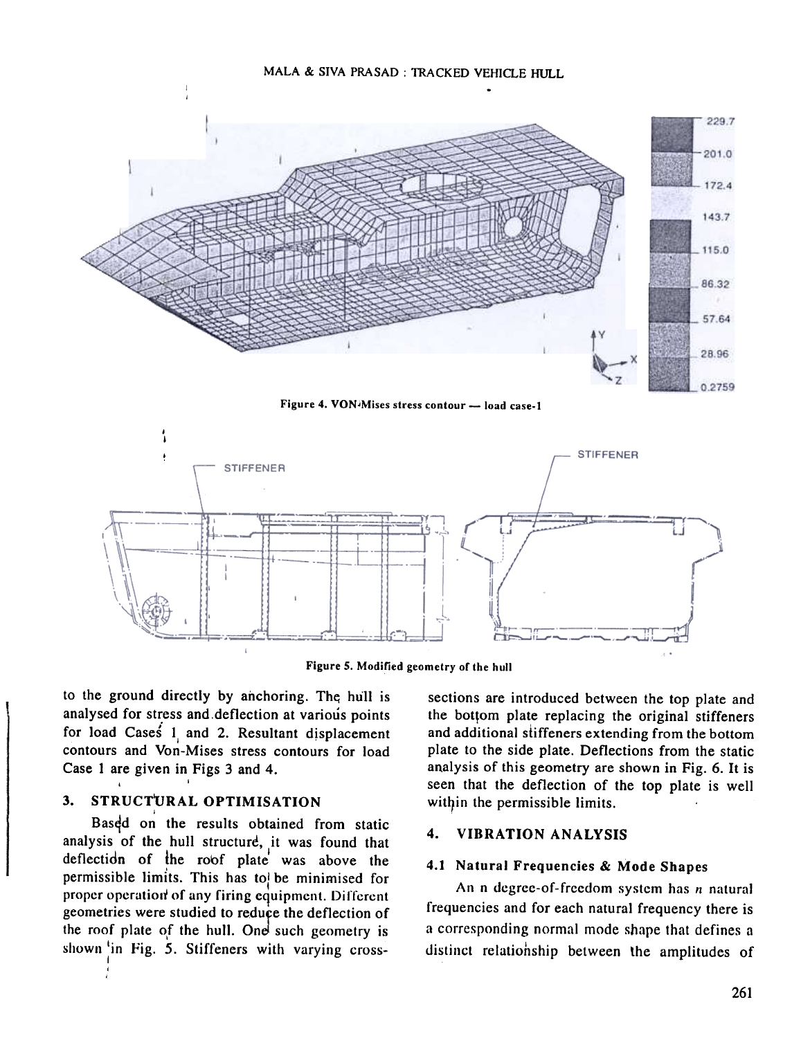229.7
201.0
172.4
143.7
115.0
86.32
57.64
28.96
0.2759

Y
X
Z

Figure 4. VON-Mises stress contour — load case-1

STIFFENER

STIFFENER

Figure 5. Modified geometry of the hull

to the ground directly by anchoring. The hull is analysed for stress and deflection at various points for load Cases 1 and 2. Resultant displacement contours and Von-Mises stress contours for load Case 1 are given in Figs 3 and 4.

## 3. STRUCTURAL OPTIMISATION

Based on the results obtained from static analysis of the hull structure, it was found that deflection of the roof plate was above the permissible limits. This has to be minimised for proper operation of any firing equipment. Different geometries were studied to reduce the deflection of the roof plate of the hull. One such geometry is shown in Fig. 5. Stiffeners with varying cross-sections are introduced between the top plate and the bottom plate replacing the original stiffeners and additional stiffeners extending from the bottom plate to the side plate. Deflections from the static analysis of this geometry are shown in Fig. 6. It is seen that the deflection of the top plate is well within the permissible limits.

## 4. VIBRATION ANALYSIS

### 4.1 Natural Frequencies & Mode Shapes

An n degree-of-freedom system has $n$ natural frequencies and for each natural frequency there is a corresponding normal mode shape that defines a distinct relationship between the amplitudes of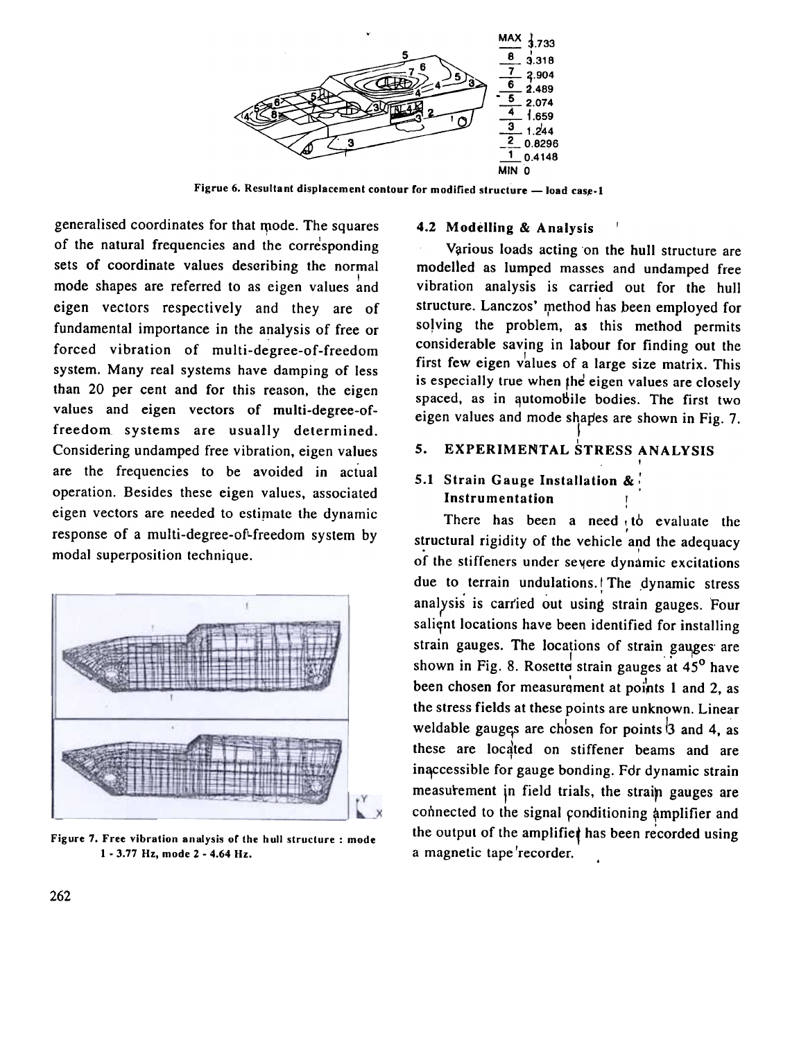MAX 3.733
8 3.318
7 2.904
6 2.489
5 2.074
4 1.659
3 1.244
2 0.8296
1 0.4148
MIN 0

Figrue 6. Resultant displacement contour for modified structure — load case-1

generalised coordinates for that mode. The squares of the natural frequencies and the corresponding sets of coordinate values describing the normal mode shapes are referred to as eigen values and eigen vectors respectively and they are of fundamental importance in the analysis of free or forced vibration of multi-degree-of-freedom system. Many real systems have damping of less than 20 per cent and for this reason, the eigen values and eigen vectors of multi-degree-of-freedom systems are usually determined. Considering undamped free vibration, eigen values are the frequencies to be avoided in actual operation. Besides these eigen values, associated eigen vectors are needed to estimate the dynamic response of a multi-degree-of-freedom system by modal superposition technique.

Figure 7. Free vibration analysis of the hull structure : mode 1 - 3.77 Hz, mode 2 - 4.64 Hz.

### 4.2 Modelling & Analysis

Various loads acting on the hull structure are modelled as lumped masses and undamped free vibration analysis is carried out for the hull structure. Lanczos' method has been employed for solving the problem, as this method permits considerable saving in labour for finding out the first few eigen values of a large size matrix. This is especially true when the eigen values are closely spaced, as in automobile bodies. The first two eigen values and mode shapes are shown in Fig. 7.

## 5. EXPERIMENTAL STRESS ANALYSIS

### 5.1 Strain Gauge Installation & Instrumentation

There has been a need to evaluate the structural rigidity of the vehicle and the adequacy of the stiffeners under severe dynamic excitations due to terrain undulations. The dynamic stress analysis is carried out using strain gauges. Four salient locations have been identified for installing strain gauges. The locations of strain gauges are shown in Fig. 8. Rosette strain gauges at 45° have been chosen for measurement at points 1 and 2, as the stress fields at these points are unknown. Linear weldable gauges are chosen for points 3 and 4, as these are located on stiffener beams and are inaccessible for gauge bonding. For dynamic strain measurement in field trials, the strain gauges are connected to the signal conditioning amplifier and the output of the amplifier has been recorded using a magnetic tape recorder.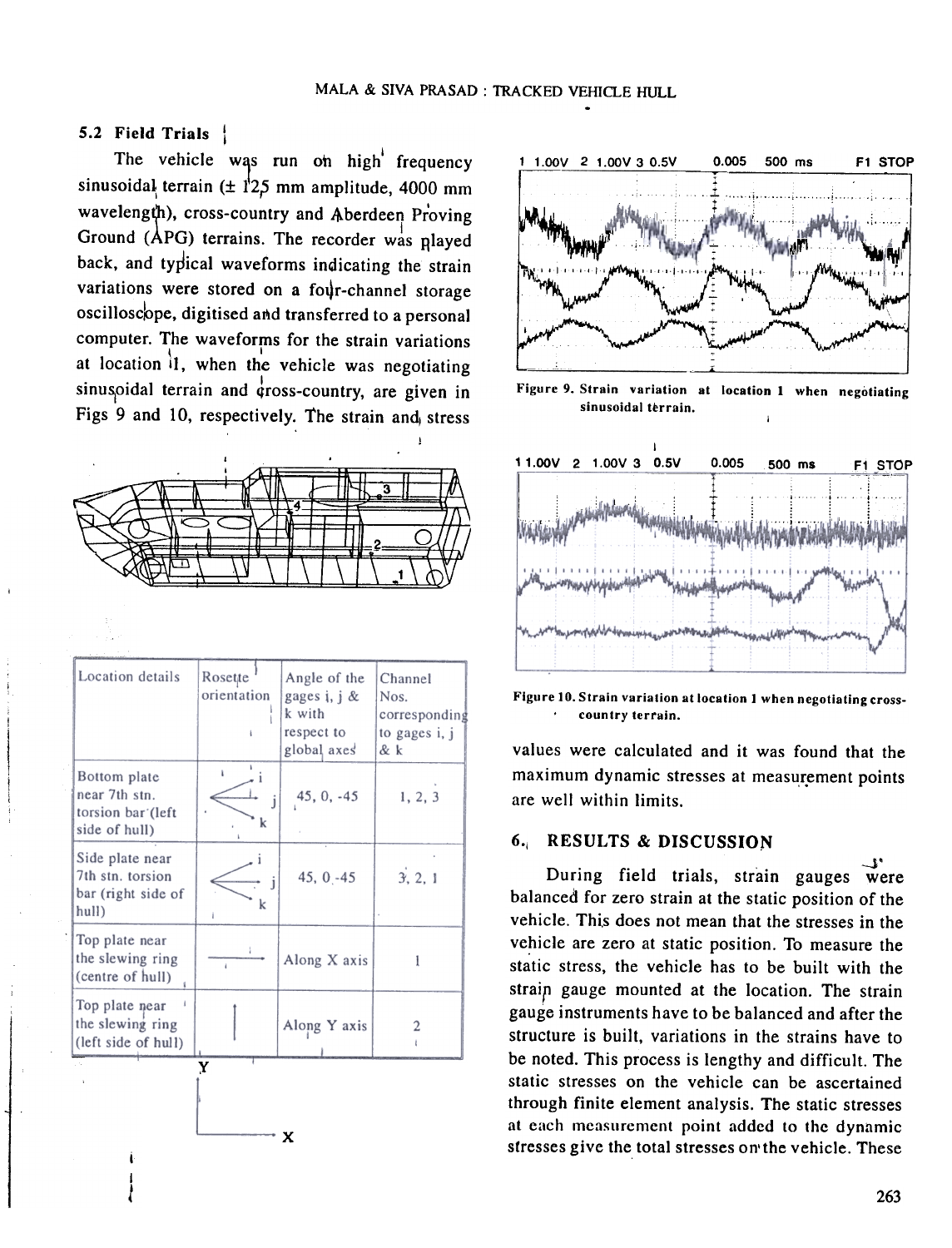### 5.2 Field Trials

The vehicle was run on high frequency sinusoidal terrain (± 125 mm amplitude, 4000 mm wavelength), cross-country and Aberdeen Proving Ground (APG) terrains. The recorder was played back, and typical waveforms indicating the strain variations were stored on a four-channel storage oscilloscope, digitised and transferred to a personal computer. The waveforms for the strain variations at location 1, when the vehicle was negotiating sinusoidal terrain and cross-country, are given in Figs 9 and 10, respectively. The strain and stress values were calculated and it was found that the maximum dynamic stresses at measurement points are well within limits.

| Location details | Rosette orientation | Angle of the gages i, j & k with respect to global axes | Channel Nos. corresponding to gages i, j & k |
|---|---|---|---|
| Bottom plate near 7th stn. torsion bar (left side of hull) | i, j, k | 45, 0, -45 | 1, 2, 3 |
| Side plate near 7th stn. torsion bar (right side of hull) | i, j, k | 45, 0, -45 | 3, 2, 1 |
| Top plate near the slewing ring (centre of hull) | → | Along X axis | 1 |
| Top plate near the slewing ring (left side of hull) | ↑ | Along Y axis | 2 |

Y

X

1 1.00V 2 1.00V 3 0.5V 0.005 500 ms F1 STOP

Figure 9. Strain variation at location 1 when negotiating sinusoidal terrain.

1 1.00V 2 1.00V 3 0.5V 0.005 500 ms F1 STOP

Figure 10. Strain variation at location 1 when negotiating cross-country terrain.

## 6. RESULTS & DISCUSSION

During field trials, strain gauges were balanced for zero strain at the static position of the vehicle. This does not mean that the stresses in the vehicle are zero at static position. To measure the static stress, the vehicle has to be built with the strain gauge mounted at the location. The strain gauge instruments have to be balanced and after the structure is built, variations in the strains have to be noted. This process is lengthy and difficult. The static stresses on the vehicle can be ascertained through finite element analysis. The static stresses at each measurement point added to the dynamic stresses give the total stresses on the vehicle. These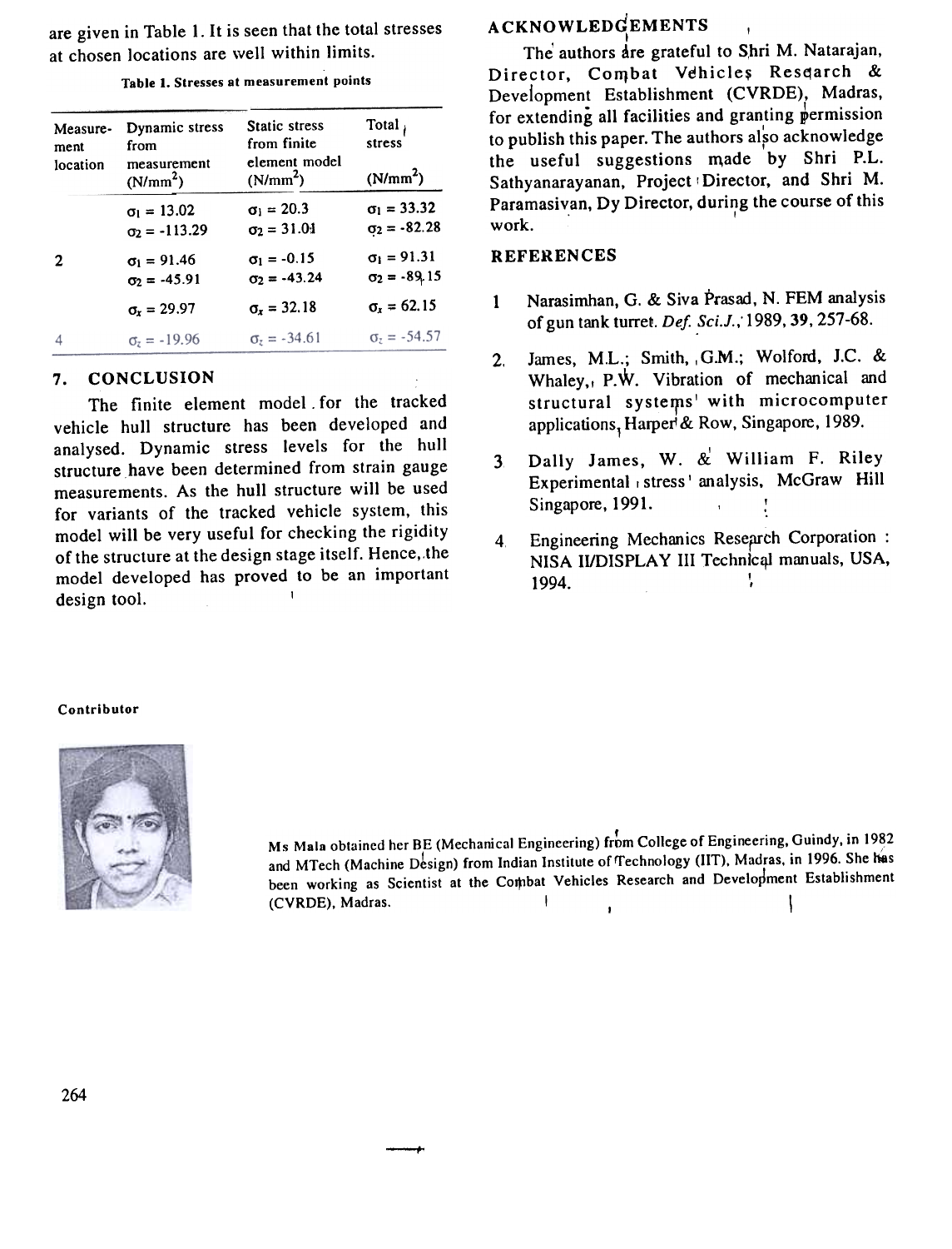are given in Table 1. It is seen that the total stresses at chosen locations are well within limits.

Table 1. Stresses at measurement points

| Measurement location | Dynamic stress from measurement (N/mm$^2$) | Static stress from finite element model (N/mm$^2$) | Total stress (N/mm$^2$) |
|---|---|---|---|
| | $\sigma_1 = 13.02$ | $\sigma_1 = 20.3$ | $\sigma_1 = 33.32$ |
| | $\sigma_2 = -113.29$ | $\sigma_2 = 31.01$ | $\sigma_2 = -82.28$ |
| 2 | $\sigma_1 = 91.46$ | $\sigma_1 = -0.15$ | $\sigma_1 = 91.31$ |
| | $\sigma_2 = -45.91$ | $\sigma_2 = -43.24$ | $\sigma_2 = -89.15$ |
| | $\sigma_x = 29.97$ | $\sigma_x = 32.18$ | $\sigma_x = 62.15$ |
| 4 | $\sigma_z = -19.96$ | $\sigma_z = -34.61$ | $\sigma_z = -54.57$ |

## 7. CONCLUSION

The finite element model for the tracked vehicle hull structure has been developed and analysed. Dynamic stress levels for the hull structure have been determined from strain gauge measurements. As the hull structure will be used for variants of the tracked vehicle system, this model will be very useful for checking the rigidity of the structure at the design stage itself. Hence, the model developed has proved to be an important design tool.

## ACKNOWLEDGEMENTS

The authors are grateful to Shri M. Natarajan, Director, Combat Vehicles Research & Development Establishment (CVRDE), Madras, for extending all facilities and granting permission to publish this paper. The authors also acknowledge the useful suggestions made by Shri P.L. Sathyanarayanan, Project Director, and Shri M. Paramasivan, Dy Director, during the course of this work.

## REFERENCES

1. Narasimhan, G. & Siva Prasad, N. FEM analysis of gun tank turret. *Def. Sci.J.*, 1989, **39**, 257-68.
2. James, M.L.; Smith, G.M.; Wolford, J.C. & Whaley, P.W. Vibration of mechanical and structural systems with microcomputer applications, Harper & Row, Singapore, 1989.
3. Dally James, W. & William F. Riley Experimental stress analysis, McGraw Hill Singapore, 1991.
4. Engineering Mechanics Research Corporation : NISA II/DISPLAY III Technical manuals, USA, 1994.

**Contributor**

Ms Mala obtained her BE (Mechanical Engineering) from College of Engineering, Guindy, in 1982 and MTech (Machine Design) from Indian Institute of Technology (IIT), Madras, in 1996. She has been working as Scientist at the Combat Vehicles Research and Development Establishment (CVRDE), Madras.